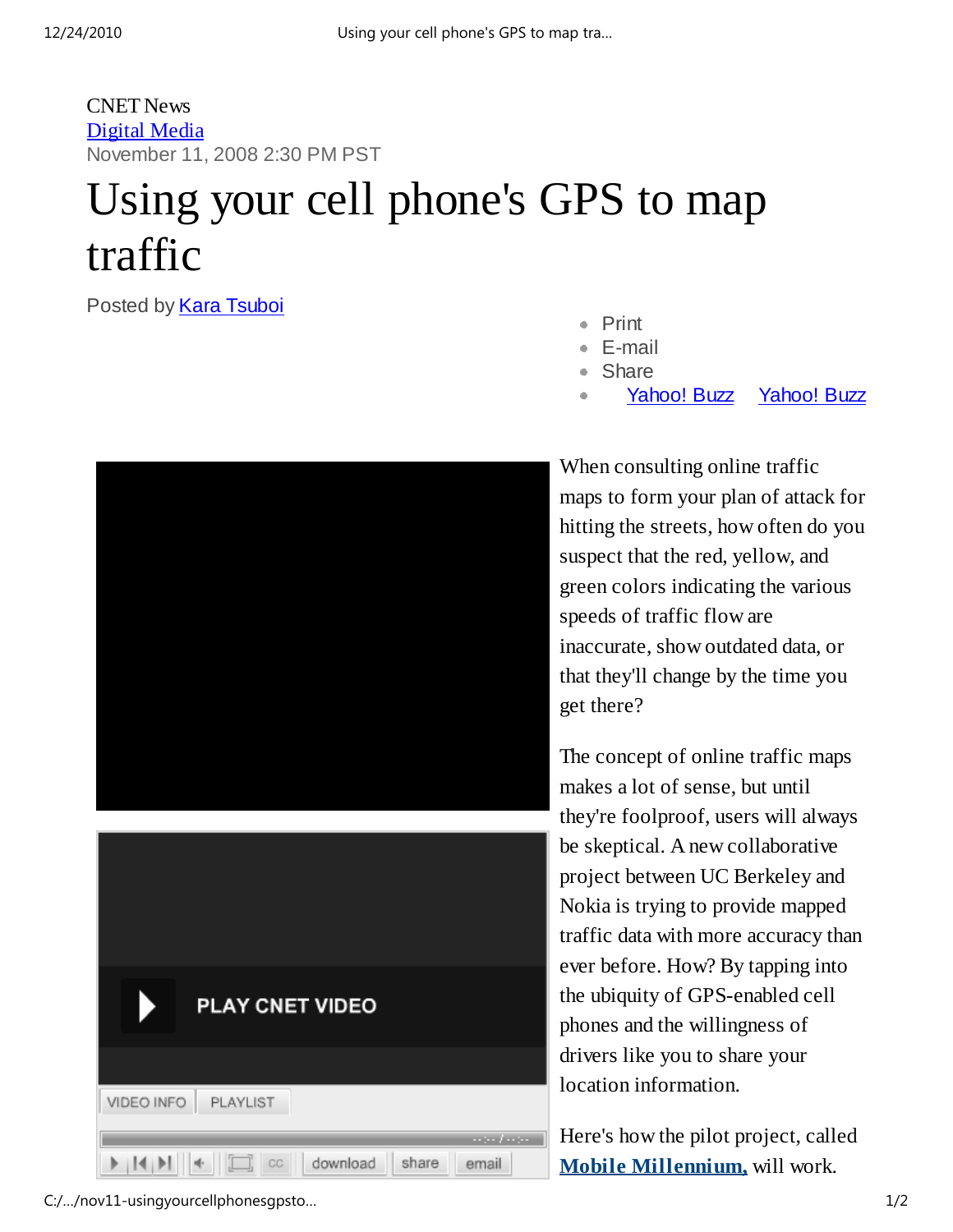CNET News

Digital Media

November 11, 2008 2:30 PM PST

# Using your cell phone's GPS to map traffic

Posted by Kara Tsuboi

- Print
- E-mail
- Share
- Yahoo! Buzz Yahoo! Buzz

PLAY CNET VIDEO

VIDEO INFO PLAYLIST

download share email

When consulting online traffic maps to form your plan of attack for hitting the streets, how often do you suspect that the red, yellow, and green colors indicating the various speeds of traffic flow are inaccurate, show outdated data, or that they'll change by the time you get there?

The concept of online traffic maps makes a lot of sense, but until they're foolproof, users will always be skeptical. A new collaborative project between UC Berkeley and Nokia is trying to provide mapped traffic data with more accuracy than ever before. How? By tapping into the ubiquity of GPS-enabled cell phones and the willingness of drivers like you to share your location information.

Here's how the pilot project, called **Mobile Millennium,** will work.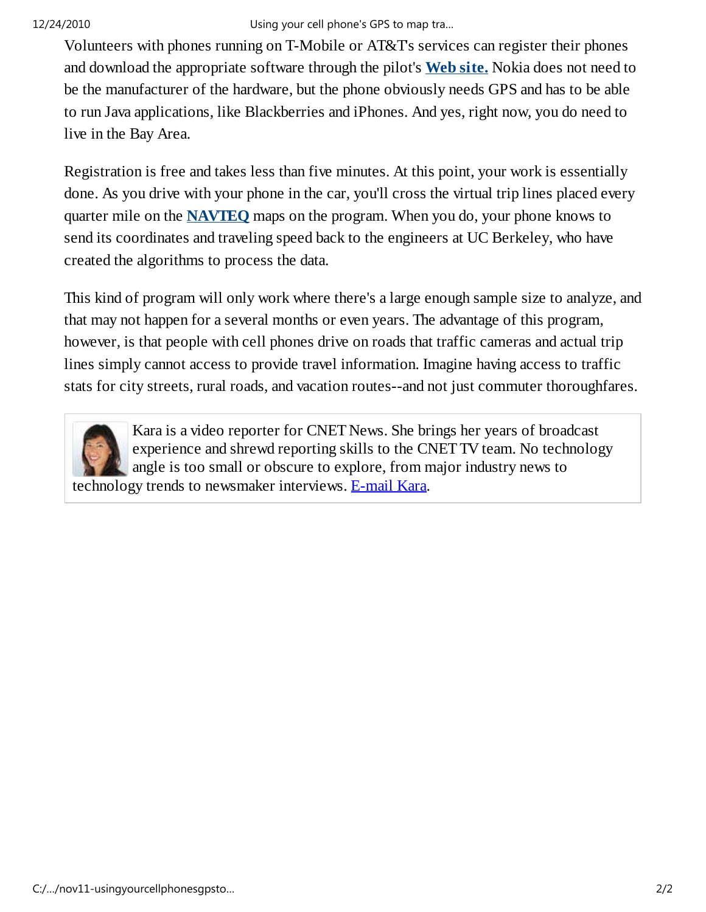Volunteers with phones running on T-Mobile or AT&T's services can register their phones and download the appropriate software through the pilot's **Web site.** Nokia does not need to be the manufacturer of the hardware, but the phone obviously needs GPS and has to be able to run Java applications, like Blackberries and iPhones. And yes, right now, you do need to live in the Bay Area.

Registration is free and takes less than five minutes. At this point, your work is essentially done. As you drive with your phone in the car, you'll cross the virtual trip lines placed every quarter mile on the **NAVTEQ** maps on the program. When you do, your phone knows to send its coordinates and traveling speed back to the engineers at UC Berkeley, who have created the algorithms to process the data.

This kind of program will only work where there's a large enough sample size to analyze, and that may not happen for a several months or even years. The advantage of this program, however, is that people with cell phones drive on roads that traffic cameras and actual trip lines simply cannot access to provide travel information. Imagine having access to traffic stats for city streets, rural roads, and vacation routes--and not just commuter thoroughfares.

Kara is a video reporter for CNET News. She brings her years of broadcast experience and shrewd reporting skills to the CNET TV team. No technology angle is too small or obscure to explore, from major industry news to technology trends to newsmaker interviews. E-mail Kara.